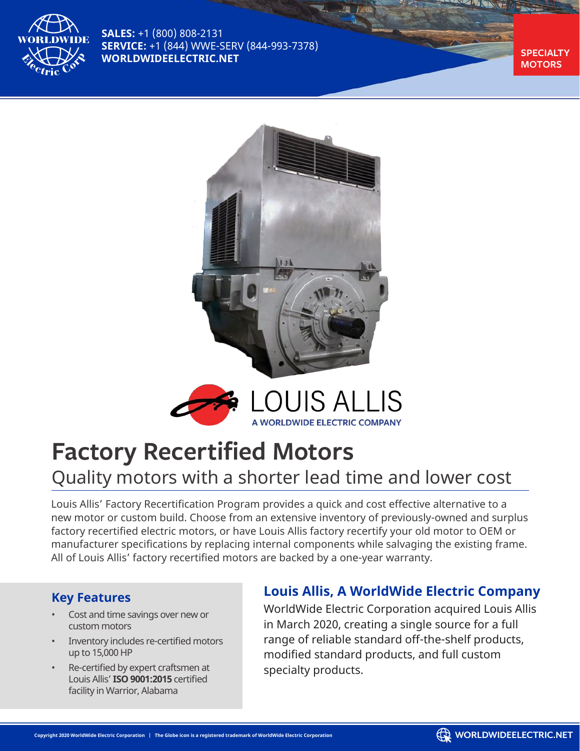**SALES:** +1 (800) 808-2131
**SERVICE:** +1 (844) WWE-SERV (844-993-7378)
**WORLDWIDEELECTRIC.NET**

**SPECIALTY MOTORS**

LOUIS ALLIS
A WORLDWIDE ELECTRIC COMPANY

# Factory Recertified Motors

## Quality motors with a shorter lead time and lower cost

Louis Allis' Factory Recertification Program provides a quick and cost effective alternative to a new motor or custom build. Choose from an extensive inventory of previously-owned and surplus factory recertified electric motors, or have Louis Allis factory recertify your old motor to OEM or manufacturer specifications by replacing internal components while salvaging the existing frame. All of Louis Allis' factory recertified motors are backed by a one-year warranty.

### Key Features

- Cost and time savings over new or custom motors
- Inventory includes re-certified motors up to 15,000 HP
- Re-certified by expert craftsmen at Louis Allis' **ISO 9001:2015** certified facility in Warrior, Alabama

### Louis Allis, A WorldWide Electric Company

WorldWide Electric Corporation acquired Louis Allis in March 2020, creating a single source for a full range of reliable standard off-the-shelf products, modified standard products, and full custom specialty products.

Copyright 2020 WorldWide Electric Corporation | The Globe icon is a registered trademark of WorldWide Electric Corporation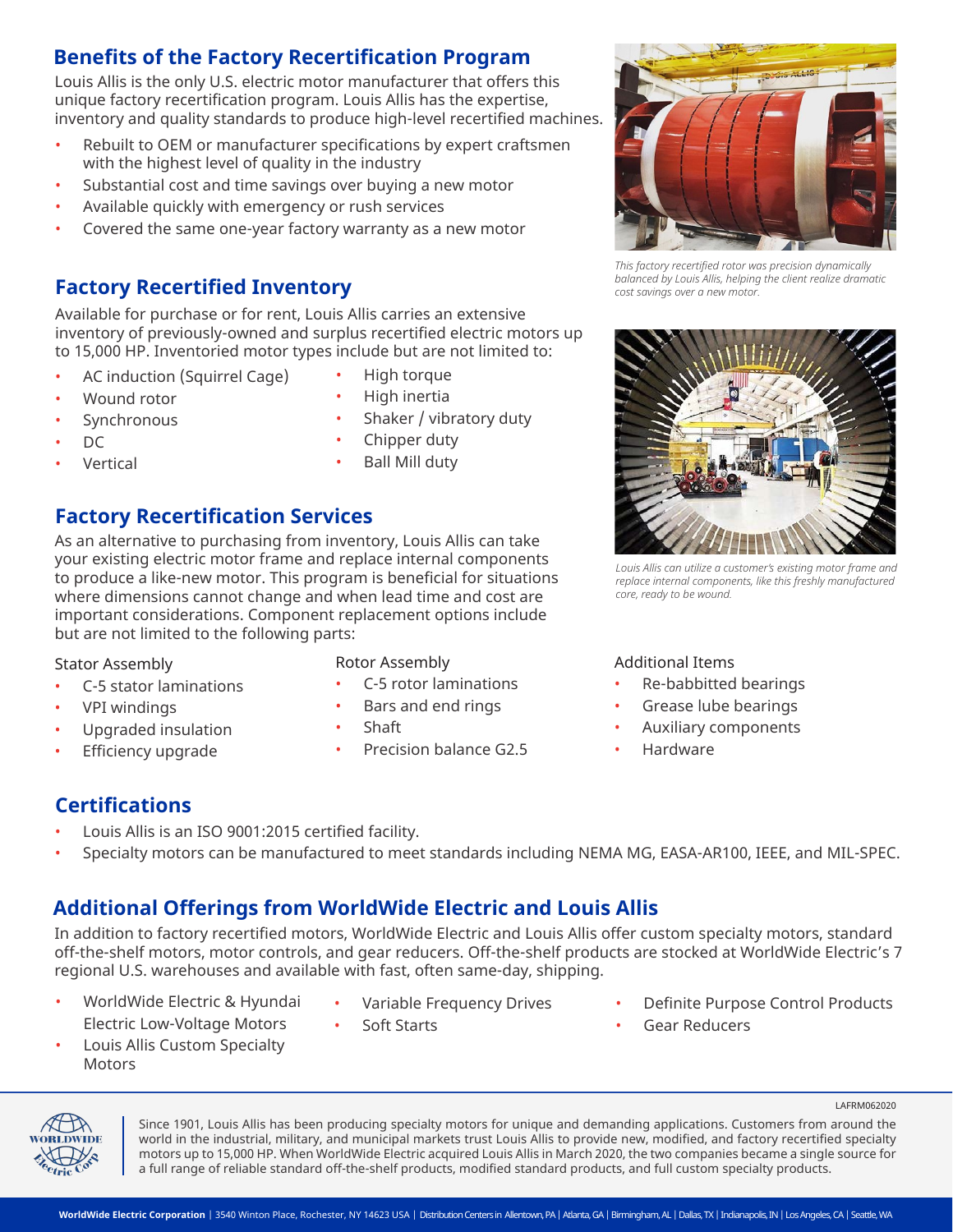## Benefits of the Factory Recertification Program

Louis Allis is the only U.S. electric motor manufacturer that offers this unique factory recertification program. Louis Allis has the expertise, inventory and quality standards to produce high-level recertified machines.

- Rebuilt to OEM or manufacturer specifications by expert craftsmen with the highest level of quality in the industry
- Substantial cost and time savings over buying a new motor
- Available quickly with emergency or rush services
- Covered the same one-year factory warranty as a new motor

*This factory recertified rotor was precision dynamically balanced by Louis Allis, helping the client realize dramatic cost savings over a new motor.*

## Factory Recertified Inventory

Available for purchase or for rent, Louis Allis carries an extensive inventory of previously-owned and surplus recertified electric motors up to 15,000 HP. Inventoried motor types include but are not limited to:

- AC induction (Squirrel Cage)
- Wound rotor
- Synchronous
- DC
- Vertical
- High torque
- High inertia
- Shaker / vibratory duty
- Chipper duty
- Ball Mill duty

*Louis Allis can utilize a customer's existing motor frame and replace internal components, like this freshly manufactured core, ready to be wound.*

## Factory Recertification Services

As an alternative to purchasing from inventory, Louis Allis can take your existing electric motor frame and replace internal components to produce a like-new motor. This program is beneficial for situations where dimensions cannot change and when lead time and cost are important considerations. Component replacement options include but are not limited to the following parts:

Stator Assembly

- C-5 stator laminations
- VPI windings
- Upgraded insulation
- Efficiency upgrade

Rotor Assembly

- C-5 rotor laminations
- Bars and end rings
- Shaft
- Precision balance G2.5

Additional Items

- Re-babbitted bearings
- Grease lube bearings
- Auxiliary components
- Hardware

## Certifications

- Louis Allis is an ISO 9001:2015 certified facility.
- Specialty motors can be manufactured to meet standards including NEMA MG, EASA-AR100, IEEE, and MIL-SPEC.

## Additional Offerings from WorldWide Electric and Louis Allis

In addition to factory recertified motors, WorldWide Electric and Louis Allis offer custom specialty motors, standard off-the-shelf motors, motor controls, and gear reducers. Off-the-shelf products are stocked at WorldWide Electric's 7 regional U.S. warehouses and available with fast, often same-day, shipping.

- WorldWide Electric & Hyundai Electric Low-Voltage Motors
- Louis Allis Custom Specialty Motors
- Variable Frequency Drives
- Soft Starts
- Definite Purpose Control Products
- Gear Reducers

LAFRM062020

Since 1901, Louis Allis has been producing specialty motors for unique and demanding applications. Customers from around the world in the industrial, military, and municipal markets trust Louis Allis to provide new, modified, and factory recertified specialty motors up to 15,000 HP. When WorldWide Electric acquired Louis Allis in March 2020, the two companies became a single source for a full range of reliable standard off-the-shelf products, modified standard products, and full custom specialty products.

**WorldWide Electric Corporation** | 3540 Winton Place, Rochester, NY 14623 USA | Distribution Centers in Allentown, PA | Atlanta, GA | Birmingham, AL | Dallas, TX | Indianapolis, IN | Los Angeles, CA | Seattle, WA